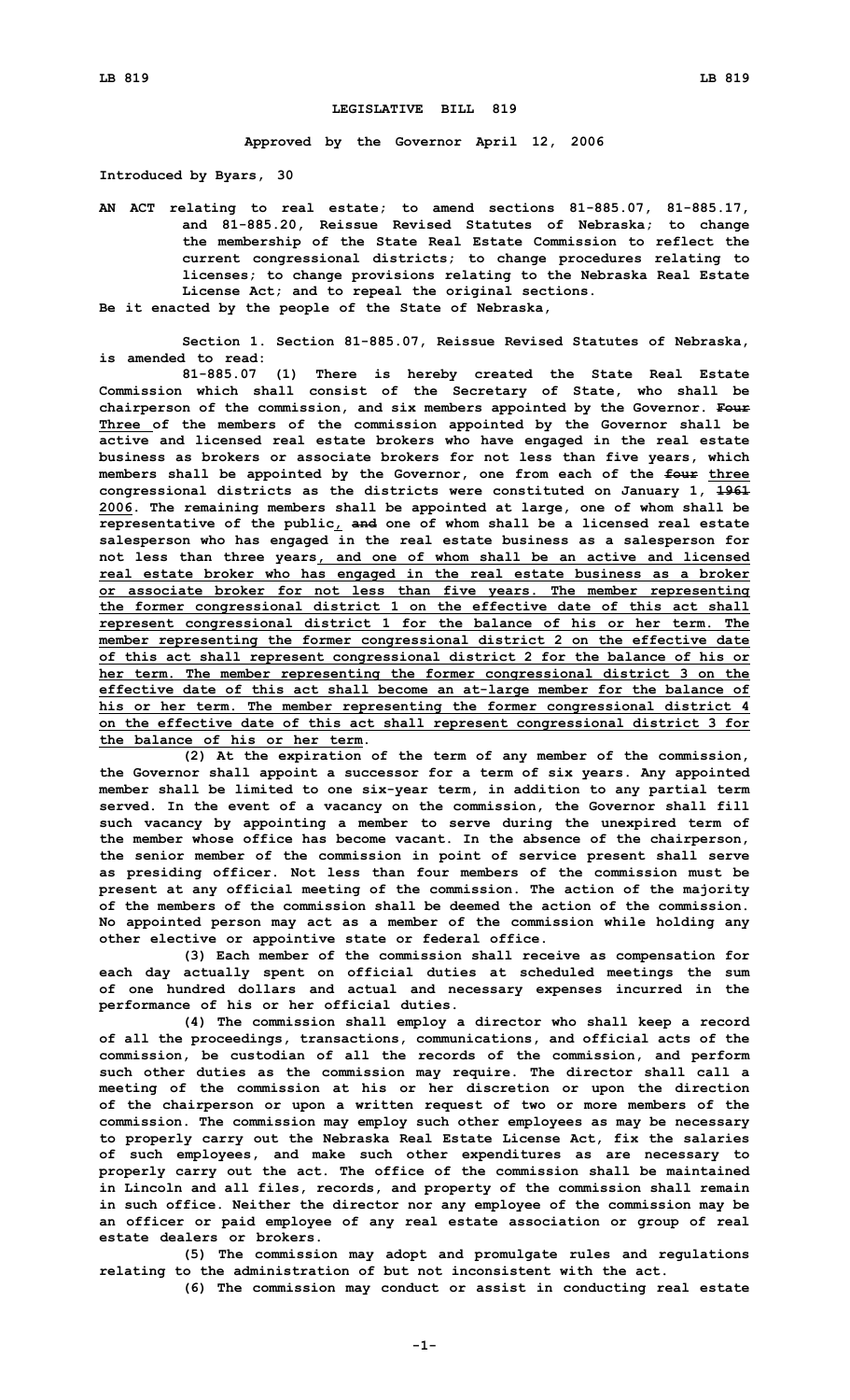# LEGISLATIVE BILL 819

**Approved by the Governor April 12, 2006**

**Introduced by Byars, 30**

**AN ACT relating to real estate; to amend sections 81-885.07, 81-885.17, and 81-885.20, Reissue Revised Statutes of Nebraska; to change the membership of the State Real Estate Commission to reflect the current congressional districts; to change procedures relating to licenses; to change provisions relating to the Nebraska Real Estate License Act; and to repeal the original sections.**

**Be it enacted by the people of the State of Nebraska,**

**Section 1. Section 81-885.07, Reissue Revised Statutes of Nebraska, is amended to read:**

**81-885.07 (1) There is hereby created the State Real Estate Commission which shall consist of the Secretary of State, who shall be chairperson of the commission, and six members appointed by the Governor. ~~Four~~ Three of the members of the commission appointed by the Governor shall be active and licensed real estate brokers who have engaged in the real estate business as brokers or associate brokers for not less than five years, which members shall be appointed by the Governor, one from each of the ~~four~~ three congressional districts as the districts were constituted on January 1, ~~1961~~ 2006. The remaining members shall be appointed at large, one of whom shall be representative of the public, ~~and~~ one of whom shall be a licensed real estate salesperson who has engaged in the real estate business as a salesperson for not less than three years, and one of whom shall be an active and licensed real estate broker who has engaged in the real estate business as a broker or associate broker for not less than five years. The member representing the former congressional district 1 on the effective date of this act shall represent congressional district 1 for the balance of his or her term. The member representing the former congressional district 2 on the effective date of this act shall represent congressional district 2 for the balance of his or her term. The member representing the former congressional district 3 on the effective date of this act shall become an at-large member for the balance of his or her term. The member representing the former congressional district 4 on the effective date of this act shall represent congressional district 3 for the balance of his or her term.**

**(2) At the expiration of the term of any member of the commission, the Governor shall appoint a successor for a term of six years. Any appointed member shall be limited to one six-year term, in addition to any partial term served. In the event of a vacancy on the commission, the Governor shall fill such vacancy by appointing a member to serve during the unexpired term of the member whose office has become vacant. In the absence of the chairperson, the senior member of the commission in point of service present shall serve as presiding officer. Not less than four members of the commission must be present at any official meeting of the commission. The action of the majority of the members of the commission shall be deemed the action of the commission. No appointed person may act as a member of the commission while holding any other elective or appointive state or federal office.**

**(3) Each member of the commission shall receive as compensation for each day actually spent on official duties at scheduled meetings the sum of one hundred dollars and actual and necessary expenses incurred in the performance of his or her official duties.**

**(4) The commission shall employ a director who shall keep a record of all the proceedings, transactions, communications, and official acts of the commission, be custodian of all the records of the commission, and perform such other duties as the commission may require. The director shall call a meeting of the commission at his or her discretion or upon the direction of the chairperson or upon a written request of two or more members of the commission. The commission may employ such other employees as may be necessary to properly carry out the Nebraska Real Estate License Act, fix the salaries of such employees, and make such other expenditures as are necessary to properly carry out the act. The office of the commission shall be maintained in Lincoln and all files, records, and property of the commission shall remain in such office. Neither the director nor any employee of the commission may be an officer or paid employee of any real estate association or group of real estate dealers or brokers.**

**(5) The commission may adopt and promulgate rules and regulations relating to the administration of but not inconsistent with the act.**

**(6) The commission may conduct or assist in conducting real estate**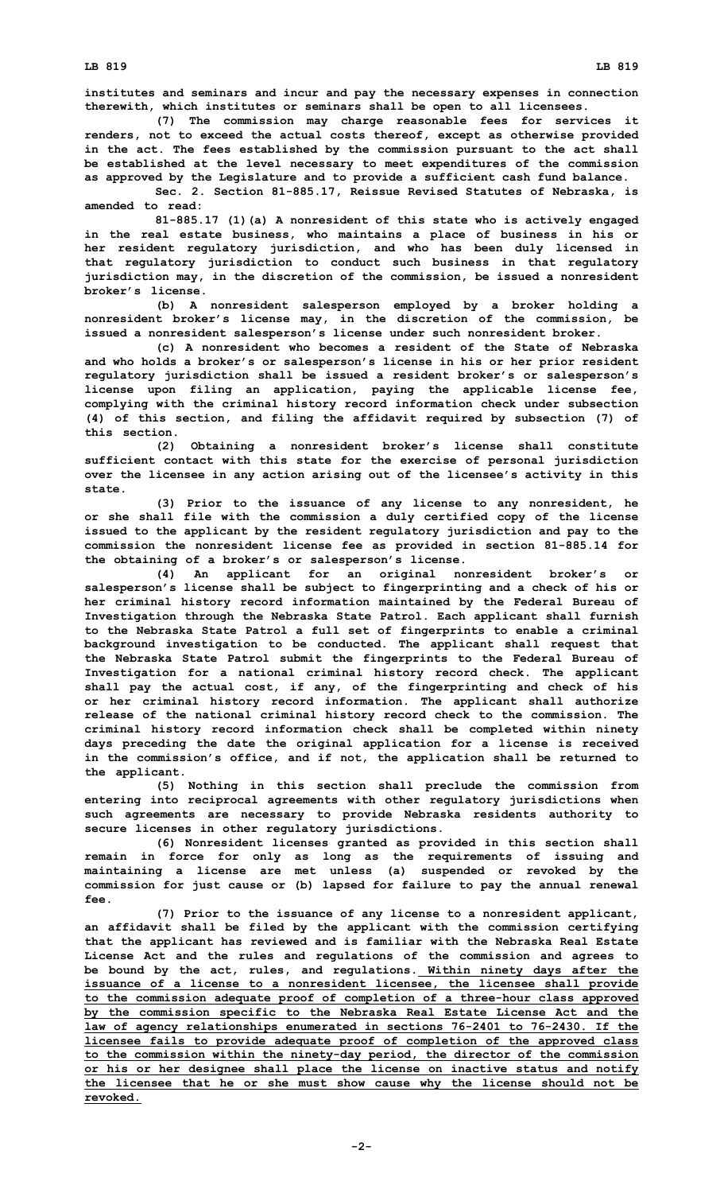institutes and seminars and incur and pay the necessary expenses in connection therewith, which institutes or seminars shall be open to all licensees.

(7) The commission may charge reasonable fees for services it renders, not to exceed the actual costs thereof, except as otherwise provided in the act. The fees established by the commission pursuant to the act shall be established at the level necessary to meet expenditures of the commission as approved by the Legislature and to provide a sufficient cash fund balance.

Sec. 2. Section 81-885.17, Reissue Revised Statutes of Nebraska, is amended to read:

81-885.17 (1)(a) A nonresident of this state who is actively engaged in the real estate business, who maintains a place of business in his or her resident regulatory jurisdiction, and who has been duly licensed in that regulatory jurisdiction to conduct such business in that regulatory jurisdiction may, in the discretion of the commission, be issued a nonresident broker's license.

(b) A nonresident salesperson employed by a broker holding a nonresident broker's license may, in the discretion of the commission, be issued a nonresident salesperson's license under such nonresident broker.

(c) A nonresident who becomes a resident of the State of Nebraska and who holds a broker's or salesperson's license in his or her prior resident regulatory jurisdiction shall be issued a resident broker's or salesperson's license upon filing an application, paying the applicable license fee, complying with the criminal history record information check under subsection (4) of this section, and filing the affidavit required by subsection (7) of this section.

(2) Obtaining a nonresident broker's license shall constitute sufficient contact with this state for the exercise of personal jurisdiction over the licensee in any action arising out of the licensee's activity in this state.

(3) Prior to the issuance of any license to any nonresident, he or she shall file with the commission a duly certified copy of the license issued to the applicant by the resident regulatory jurisdiction and pay to the commission the nonresident license fee as provided in section 81-885.14 for the obtaining of a broker's or salesperson's license.

(4) An applicant for an original nonresident broker's or salesperson's license shall be subject to fingerprinting and a check of his or her criminal history record information maintained by the Federal Bureau of Investigation through the Nebraska State Patrol. Each applicant shall furnish to the Nebraska State Patrol a full set of fingerprints to enable a criminal background investigation to be conducted. The applicant shall request that the Nebraska State Patrol submit the fingerprints to the Federal Bureau of Investigation for a national criminal history record check. The applicant shall pay the actual cost, if any, of the fingerprinting and check of his or her criminal history record information. The applicant shall authorize release of the national criminal history record check to the commission. The criminal history record information check shall be completed within ninety days preceding the date the original application for a license is received in the commission's office, and if not, the application shall be returned to the applicant.

(5) Nothing in this section shall preclude the commission from entering into reciprocal agreements with other regulatory jurisdictions when such agreements are necessary to provide Nebraska residents authority to secure licenses in other regulatory jurisdictions.

(6) Nonresident licenses granted as provided in this section shall remain in force for only as long as the requirements of issuing and maintaining a license are met unless (a) suspended or revoked by the commission for just cause or (b) lapsed for failure to pay the annual renewal fee.

(7) Prior to the issuance of any license to a nonresident applicant, an affidavit shall be filed by the applicant with the commission certifying that the applicant has reviewed and is familiar with the Nebraska Real Estate License Act and the rules and regulations of the commission and agrees to be bound by the act, rules, and regulations. Within ninety days after the issuance of a license to a nonresident licensee, the licensee shall provide to the commission adequate proof of completion of a three-hour class approved by the commission specific to the Nebraska Real Estate License Act and the law of agency relationships enumerated in sections 76-2401 to 76-2430. If the licensee fails to provide adequate proof of completion of the approved class to the commission within the ninety-day period, the director of the commission or his or her designee shall place the license on inactive status and notify the licensee that he or she must show cause why the license should not be revoked.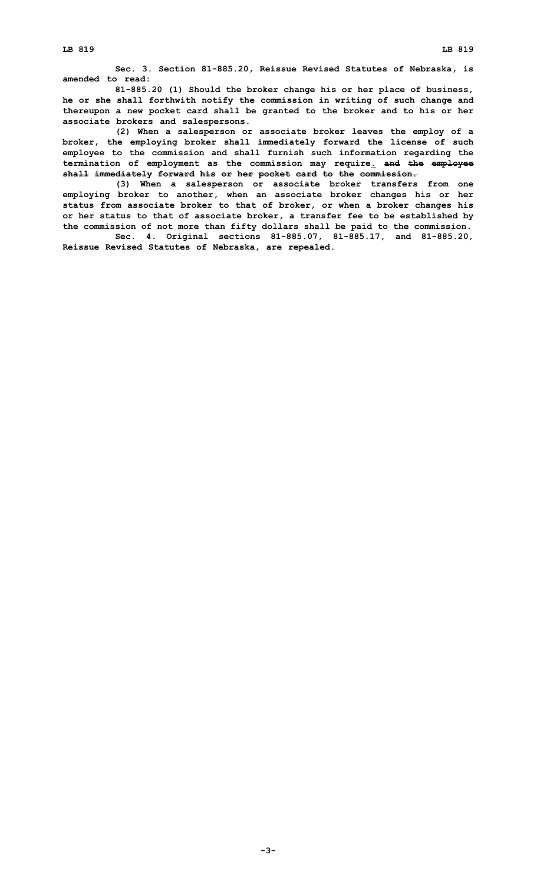Sec. 3. Section 81-885.20, Reissue Revised Statutes of Nebraska, is amended to read:

81-885.20 (1) Should the broker change his or her place of business, he or she shall forthwith notify the commission in writing of such change and thereupon a new pocket card shall be granted to the broker and to his or her associate brokers and salespersons.

(2) When a salesperson or associate broker leaves the employ of a broker, the employing broker shall immediately forward the license of such employee to the commission and shall furnish such information regarding the termination of employment as the commission may require<u>.</u> ~~and the employee shall immediately forward his or her pocket card to the commission.~~

(3) When a salesperson or associate broker transfers from one employing broker to another, when an associate broker changes his or her status from associate broker to that of broker, or when a broker changes his or her status to that of associate broker, a transfer fee to be established by the commission of not more than fifty dollars shall be paid to the commission.

Sec. 4. Original sections 81-885.07, 81-885.17, and 81-885.20, Reissue Revised Statutes of Nebraska, are repealed.